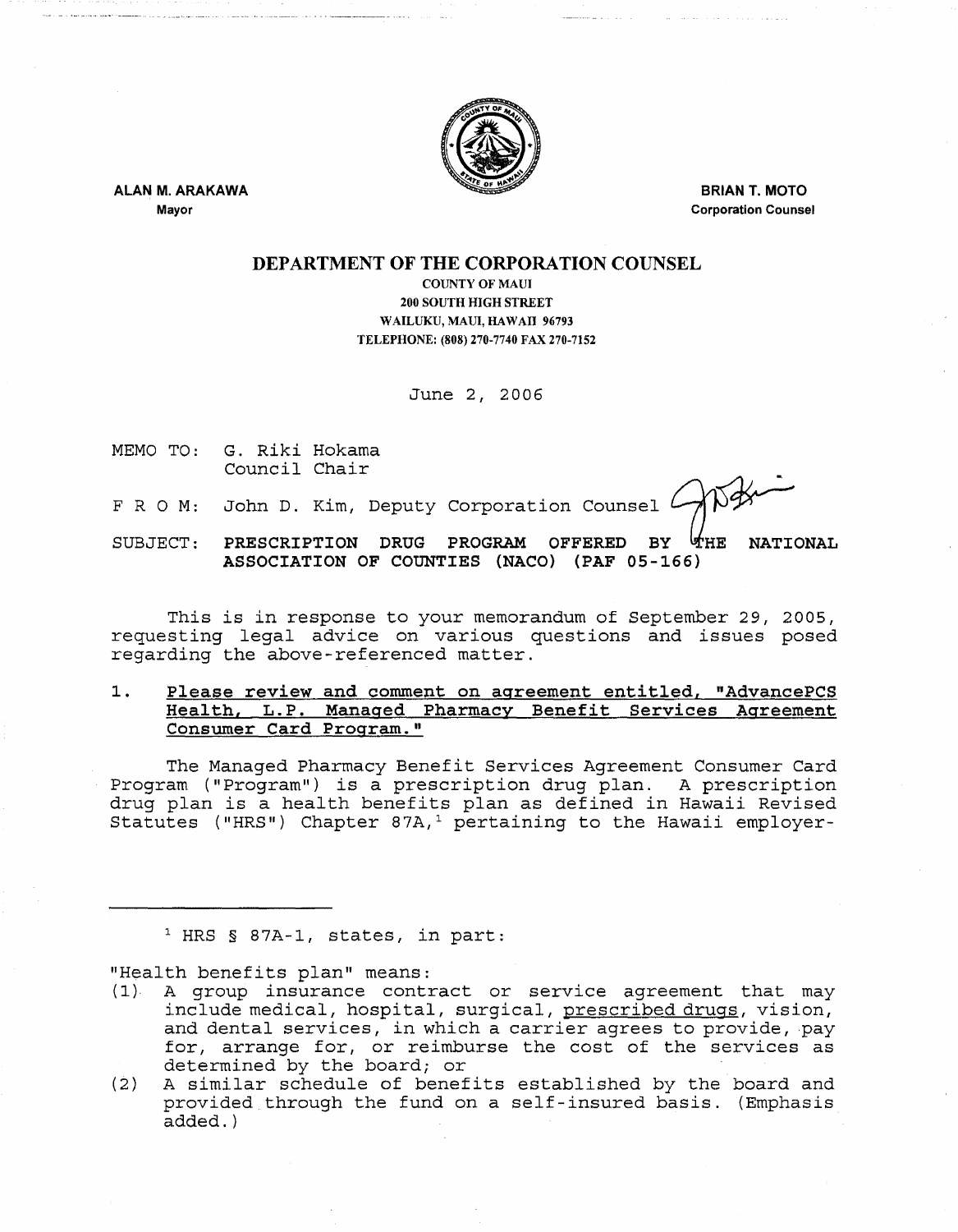ALAN M. ARAKAWA
Mayor

BRIAN T. MOTO
Corporation Counsel

# DEPARTMENT OF THE CORPORATION COUNSEL

COUNTY OF MAUI
200 SOUTH HIGH STREET
WAILUKU, MAUI, HAWAII 96793
TELEPHONE: (808) 270-7740 FAX 270-7152

June 2, 2006

MEMO TO: G. Riki Hokama
Council Chair

F R O M: John D. Kim, Deputy Corporation Counsel

SUBJECT: **PRESCRIPTION DRUG PROGRAM OFFERED BY THE NATIONAL ASSOCIATION OF COUNTIES (NACO) (PAF 05-166)**

This is in response to your memorandum of September 29, 2005, requesting legal advice on various questions and issues posed regarding the above-referenced matter.

1. **Please review and comment on agreement entitled, "AdvancePCS Health, L.P. Managed Pharmacy Benefit Services Agreement Consumer Card Program."**

The Managed Pharmacy Benefit Services Agreement Consumer Card Program ("Program") is a prescription drug plan. A prescription drug plan is a health benefits plan as defined in Hawaii Revised Statutes ("HRS") Chapter 87A,[1] pertaining to the Hawaii employer-

---

[1] HRS § 87A-1, states, in part:

"Health benefits plan" means:

(1) A group insurance contract or service agreement that may include medical, hospital, surgical, prescribed drugs, vision, and dental services, in which a carrier agrees to provide, pay for, arrange for, or reimburse the cost of the services as determined by the board; or

(2) A similar schedule of benefits established by the board and provided through the fund on a self-insured basis. (Emphasis added.)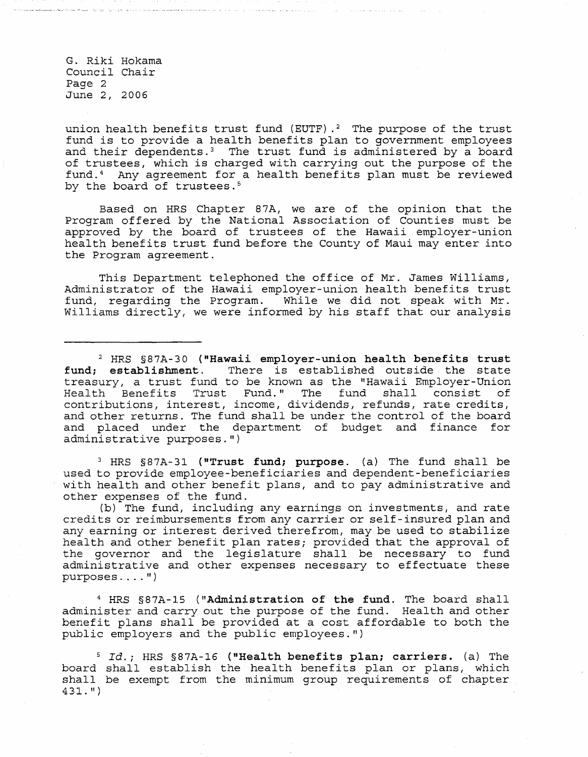union health benefits trust fund (EUTF).[2] The purpose of the trust fund is to provide a health benefits plan to government employees and their dependents.[3] The trust fund is administered by a board of trustees, which is charged with carrying out the purpose of the fund.[4] Any agreement for a health benefits plan must be reviewed by the board of trustees.[5]

Based on HRS Chapter 87A, we are of the opinion that the Program offered by the National Association of Counties must be approved by the board of trustees of the Hawaii employer-union health benefits trust fund before the County of Maui may enter into the Program agreement.

This Department telephoned the office of Mr. James Williams, Administrator of the Hawaii employer-union health benefits trust fund, regarding the Program. While we did not speak with Mr. Williams directly, we were informed by his staff that our analysis

---

[2] HRS §87A-30 (**"Hawaii employer-union health benefits trust fund; establishment.** There is established outside the state treasury, a trust fund to be known as the "Hawaii Employer-Union Health Benefits Trust Fund." The fund shall consist of contributions, interest, income, dividends, refunds, rate credits, and other returns. The fund shall be under the control of the board and placed under the department of budget and finance for administrative purposes.")

[3] HRS §87A-31 (**"Trust fund; purpose.** (a) The fund shall be used to provide employee-beneficiaries and dependent-beneficiaries with health and other benefit plans, and to pay administrative and other expenses of the fund.

(b) The fund, including any earnings on investments, and rate credits or reimbursements from any carrier or self-insured plan and any earning or interest derived therefrom, may be used to stabilize health and other benefit plan rates; provided that the approval of the governor and the legislature shall be necessary to fund administrative and other expenses necessary to effectuate these purposes....")

[4] HRS §87A-15 ("**Administration of the fund.** The board shall administer and carry out the purpose of the fund. Health and other benefit plans shall be provided at a cost affordable to both the public employers and the public employees.")

[5] *Id.*; HRS §87A-16 (**"Health benefits plan; carriers.** (a) The board shall establish the health benefits plan or plans, which shall be exempt from the minimum group requirements of chapter 431.")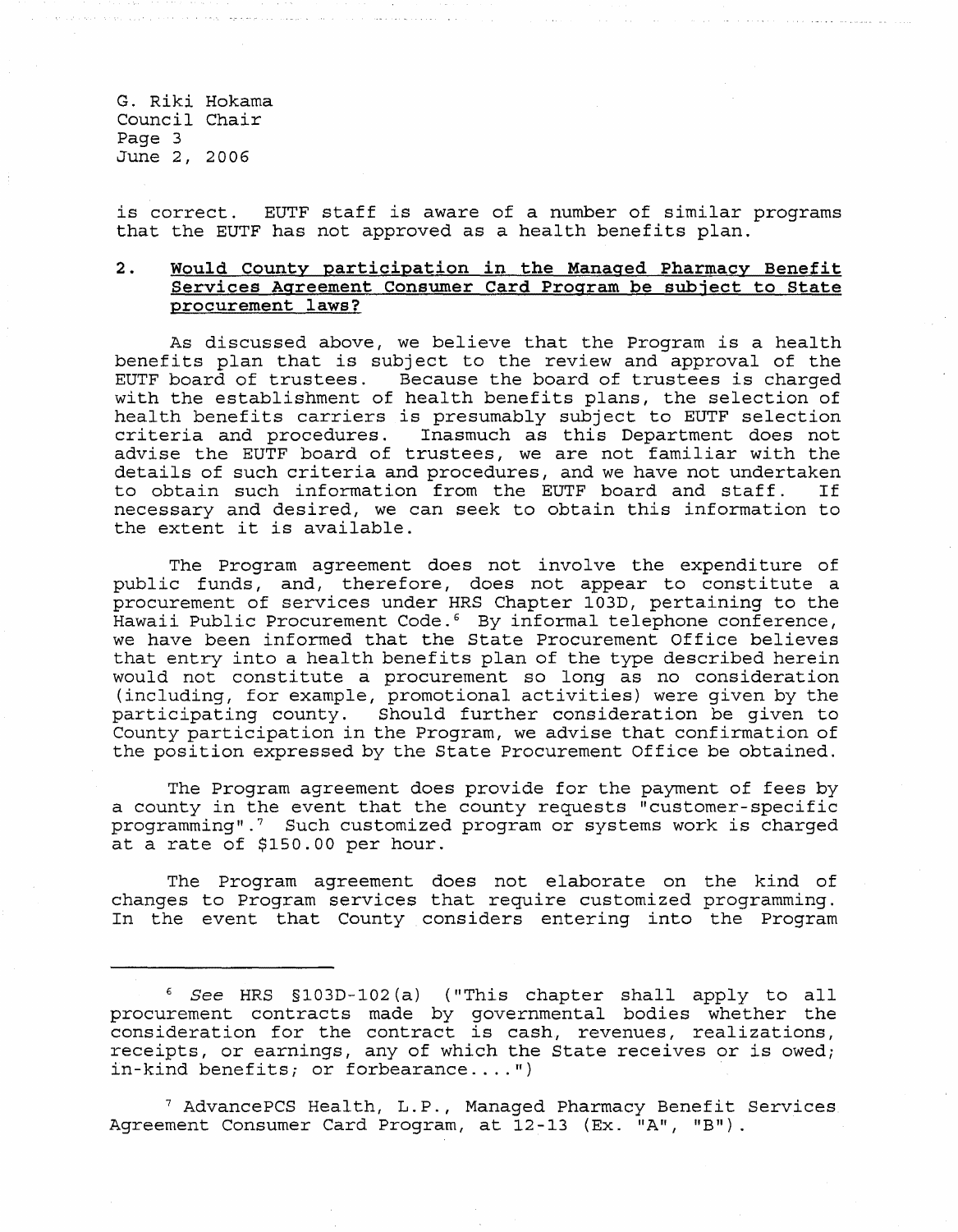is correct. EUTF staff is aware of a number of similar programs that the EUTF has not approved as a health benefits plan.

## 2. Would County participation in the Managed Pharmacy Benefit Services Agreement Consumer Card Program be subject to State procurement laws?

As discussed above, we believe that the Program is a health benefits plan that is subject to the review and approval of the EUTF board of trustees. Because the board of trustees is charged with the establishment of health benefits plans, the selection of health benefits carriers is presumably subject to EUTF selection criteria and procedures. Inasmuch as this Department does not advise the EUTF board of trustees, we are not familiar with the details of such criteria and procedures, and we have not undertaken to obtain such information from the EUTF board and staff. If necessary and desired, we can seek to obtain this information to the extent it is available.

The Program agreement does not involve the expenditure of public funds, and, therefore, does not appear to constitute a procurement of services under HRS Chapter 103D, pertaining to the Hawaii Public Procurement Code.[6] By informal telephone conference, we have been informed that the State Procurement Office believes that entry into a health benefits plan of the type described herein would not constitute a procurement so long as no consideration (including, for example, promotional activities) were given by the participating county. Should further consideration be given to County participation in the Program, we advise that confirmation of the position expressed by the State Procurement Office be obtained.

The Program agreement does provide for the payment of fees by a county in the event that the county requests "customer-specific programming".[7] Such customized program or systems work is charged at a rate of $150.00 per hour.

The Program agreement does not elaborate on the kind of changes to Program services that require customized programming. In the event that County considers entering into the Program

---

[6] *See* HRS §103D-102(a) ("This chapter shall apply to all procurement contracts made by governmental bodies whether the consideration for the contract is cash, revenues, realizations, receipts, or earnings, any of which the State receives or is owed; in-kind benefits; or forbearance....")

[7] AdvancePCS Health, L.P., Managed Pharmacy Benefit Services Agreement Consumer Card Program, at 12-13 (Ex. "A", "B").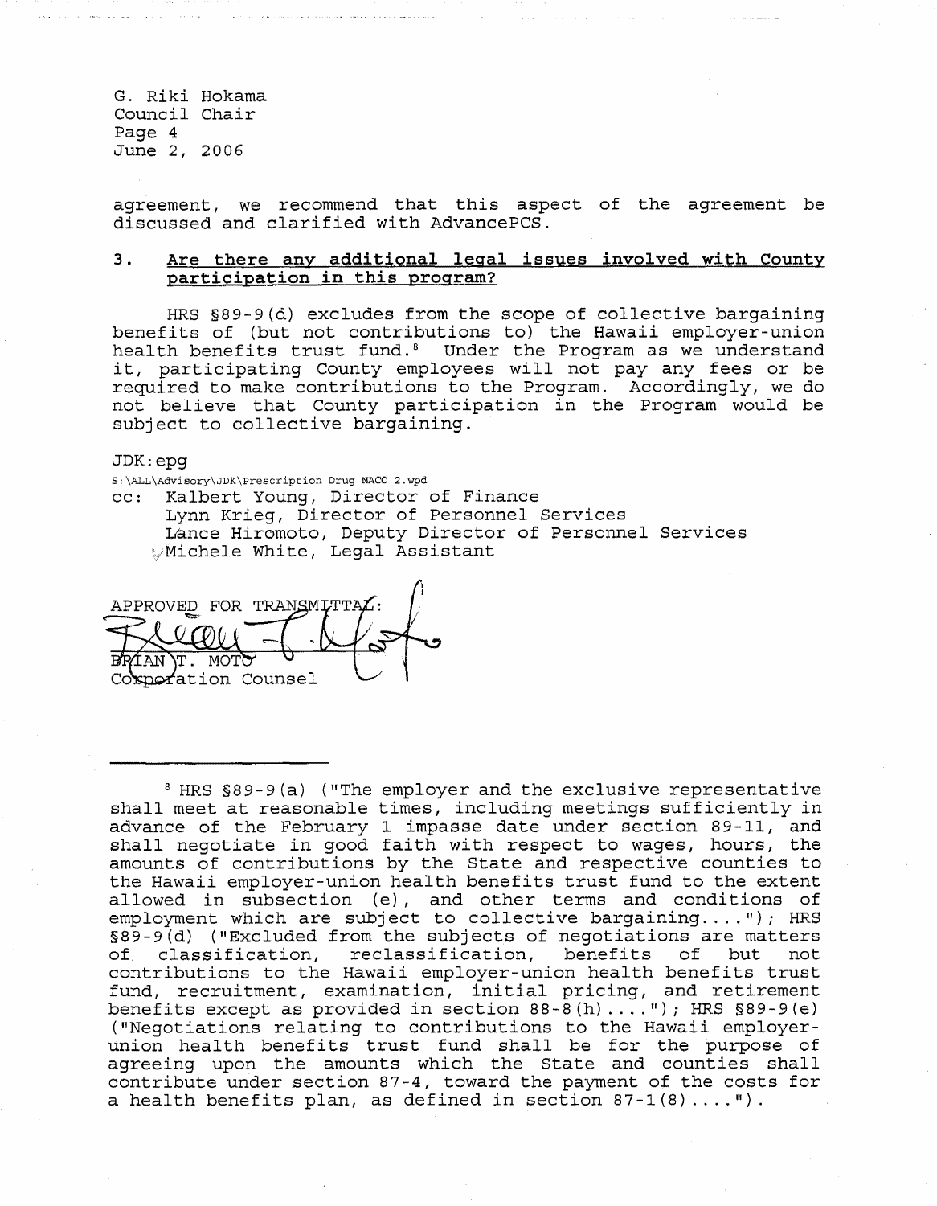G. Riki Hokama
Council Chair
Page 4
June 2, 2006

agreement, we recommend that this aspect of the agreement be discussed and clarified with AdvancePCS.

3. **Are there any additional legal issues involved with County participation in this program?**

HRS §89-9(d) excludes from the scope of collective bargaining benefits of (but not contributions to) the Hawaii employer-union health benefits trust fund.[8] Under the Program as we understand it, participating County employees will not pay any fees or be required to make contributions to the Program. Accordingly, we do not believe that County participation in the Program would be subject to collective bargaining.

JDK:epg

S:\ALL\Advisory\JDK\Prescription Drug NACO 2.wpd

cc: Kalbert Young, Director of Finance
Lynn Krieg, Director of Personnel Services
Lance Hiromoto, Deputy Director of Personnel Services
Michele White, Legal Assistant

APPROVED FOR TRANSMITTAL:

BRIAN T. MOTO
Corporation Counsel

---

[8] HRS §89-9(a) ("The employer and the exclusive representative shall meet at reasonable times, including meetings sufficiently in advance of the February 1 impasse date under section 89-11, and shall negotiate in good faith with respect to wages, hours, the amounts of contributions by the State and respective counties to the Hawaii employer-union health benefits trust fund to the extent allowed in subsection (e), and other terms and conditions of employment which are subject to collective bargaining...."); HRS §89-9(d) ("Excluded from the subjects of negotiations are matters of classification, reclassification, benefits of but not contributions to the Hawaii employer-union health benefits trust fund, recruitment, examination, initial pricing, and retirement benefits except as provided in section 88-8(h)...."); HRS §89-9(e) ("Negotiations relating to contributions to the Hawaii employer-union health benefits trust fund shall be for the purpose of agreeing upon the amounts which the State and counties shall contribute under section 87-4, toward the payment of the costs for a health benefits plan, as defined in section 87-1(8)....").